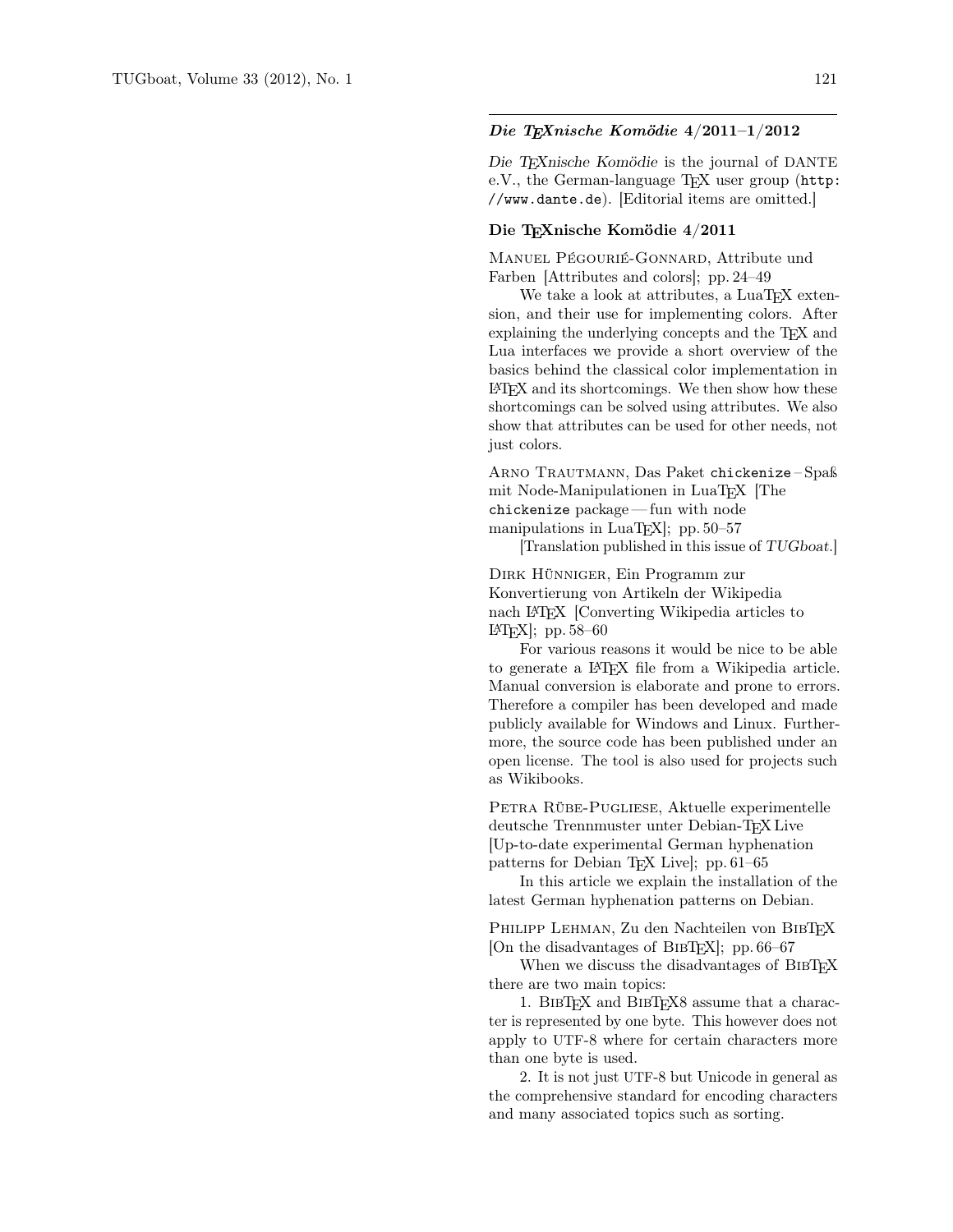## *Die TEXnische Komödie* 4/2011–1/2012

*Die TEXnische Komödie* is the journal of DANTE e.V., the German-language TEX user group (http://www.dante.de). [Editorial items are omitted.]

### Die TEXnische Komödie 4/2011

Manuel Pégourié-Gonnard, Attribute und Farben [Attributes and colors]; pp. 24–49

We take a look at attributes, a LuaTEX extension, and their use for implementing colors. After explaining the underlying concepts and the TEX and Lua interfaces we provide a short overview of the basics behind the classical color implementation in LATEX and its shortcomings. We then show how these shortcomings can be solved using attributes. We also show that attributes can be used for other needs, not just colors.

Arno Trautmann, Das Paket chickenize – Spaß mit Node-Manipulationen in LuaTEX [The chickenize package — fun with node manipulations in LuaTEX]; pp. 50–57

[Translation published in this issue of *TUGboat*.]

Dirk Hünniger, Ein Programm zur Konvertierung von Artikeln der Wikipedia nach LATEX [Converting Wikipedia articles to LATEX]; pp. 58–60

For various reasons it would be nice to be able to generate a LATEX file from a Wikipedia article. Manual conversion is elaborate and prone to errors. Therefore a compiler has been developed and made publicly available for Windows and Linux. Furthermore, the source code has been published under an open license. The tool is also used for projects such as Wikibooks.

Petra Rübe-Pugliese, Aktuelle experimentelle deutsche Trennmuster unter Debian-TEX Live [Up-to-date experimental German hyphenation patterns for Debian TEX Live]; pp. 61–65

In this article we explain the installation of the latest German hyphenation patterns on Debian.

Philipp Lehman, Zu den Nachteilen von BibTEX [On the disadvantages of BibTEX]; pp. 66–67

When we discuss the disadvantages of BibTEX there are two main topics:

1. BibTEX and BibTEX8 assume that a character is represented by one byte. This however does not apply to UTF-8 where for certain characters more than one byte is used.

2. It is not just UTF-8 but Unicode in general as the comprehensive standard for encoding characters and many associated topics such as sorting.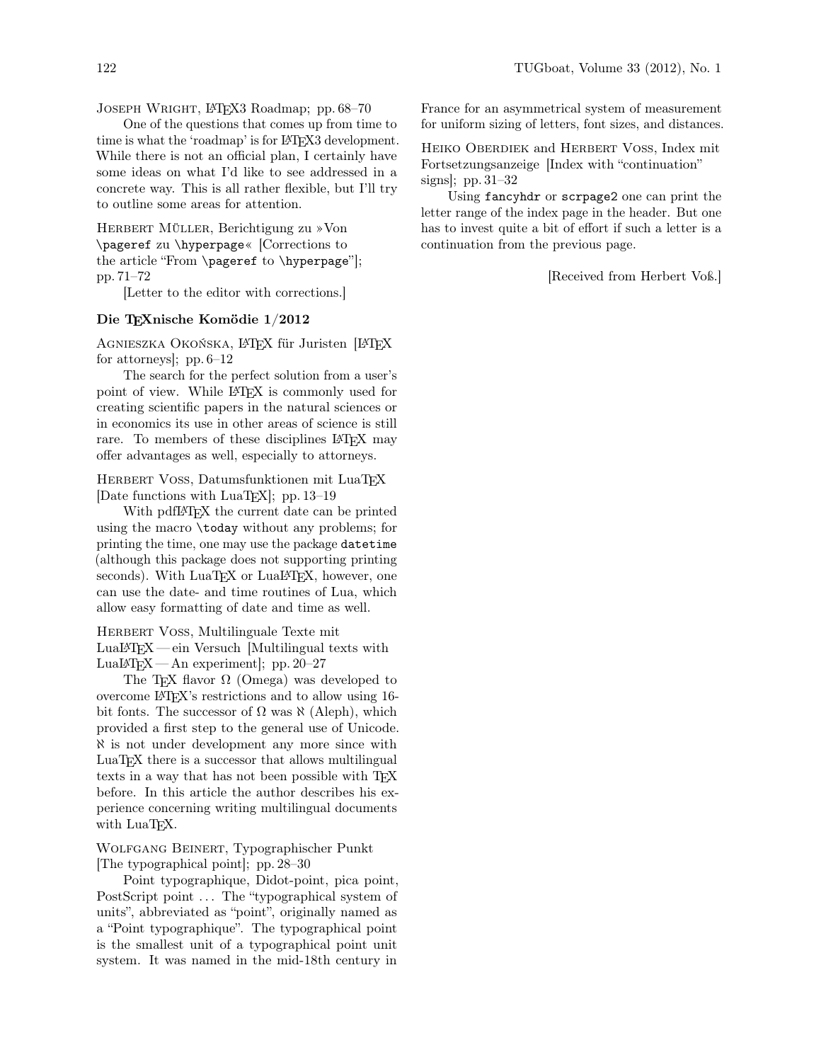Joseph Wright, LaTeX3 Roadmap; pp. 68–70

One of the questions that comes up from time to time is what the 'roadmap' is for LaTeX3 development. While there is not an official plan, I certainly have some ideas on what I'd like to see addressed in a concrete way. This is all rather flexible, but I'll try to outline some areas for attention.

Herbert Müller, Berichtigung zu »Von `\pageref` zu `\hyperpage`« [Corrections to the article "From `\pageref` to `\hyperpage`"]; pp. 71–72

[Letter to the editor with corrections.]

### Die TeXnische Komödie 1/2012

Agnieszka Okońska, LaTeX für Juristen [LaTeX for attorneys]; pp. 6–12

The search for the perfect solution from a user's point of view. While LaTeX is commonly used for creating scientific papers in the natural sciences or in economics its use in other areas of science is still rare. To members of these disciplines LaTeX may offer advantages as well, especially to attorneys.

Herbert Voss, Datumsfunktionen mit LuaTeX [Date functions with LuaTeX]; pp. 13–19

With pdfLaTeX the current date can be printed using the macro `\today` without any problems; for printing the time, one may use the package `datetime` (although this package does not supporting printing seconds). With LuaTeX or LuaLaTeX, however, one can use the date- and time routines of Lua, which allow easy formatting of date and time as well.

Herbert Voss, Multilinguale Texte mit LuaLaTeX — ein Versuch [Multilingual texts with LuaLaTeX — An experiment]; pp. 20–27

The TeX flavor Ω (Omega) was developed to overcome LaTeX's restrictions and to allow using 16-bit fonts. The successor of Ω was ℵ (Aleph), which provided a first step to the general use of Unicode. ℵ is not under development any more since with LuaTeX there is a successor that allows multilingual texts in a way that has not been possible with TeX before. In this article the author describes his experience concerning writing multilingual documents with LuaTeX.

Wolfgang Beinert, Typographischer Punkt [The typographical point]; pp. 28–30

Point typographique, Didot-point, pica point, PostScript point … The "typographical system of units", abbreviated as "point", originally named as a "Point typographique". The typographical point is the smallest unit of a typographical point unit system. It was named in the mid-18th century in France for an asymmetrical system of measurement for uniform sizing of letters, font sizes, and distances.

Heiko Oberdiek and Herbert Voss, Index mit Fortsetzungsanzeige [Index with "continuation" signs]; pp. 31–32

Using `fancyhdr` or `scrpage2` one can print the letter range of the index page in the header. But one has to invest quite a bit of effort if such a letter is a continuation from the previous page.

[Received from Herbert Voß.]